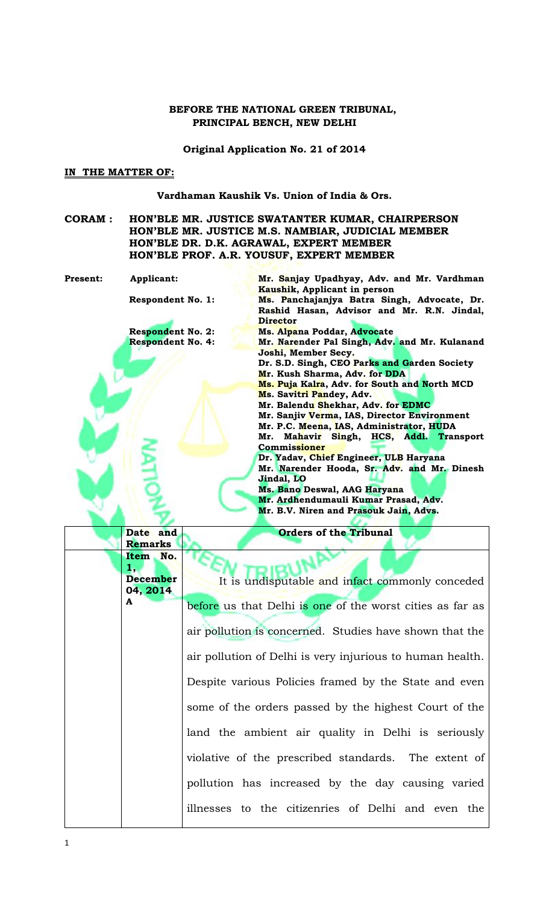**BEFORE THE NATIONAL GREEN TRIBUNAL,**
**PRINCIPAL BENCH, NEW DELHI**

**Original Application No. 21 of 2014**

**IN THE MATTER OF:**

**Vardhaman Kaushik Vs. Union of India & Ors.**

**CORAM : HON'BLE MR. JUSTICE SWATANTER KUMAR, CHAIRPERSON**
**HON'BLE MR. JUSTICE M.S. NAMBIAR, JUDICIAL MEMBER**
**HON'BLE DR. D.K. AGRAWAL, EXPERT MEMBER**
**HON'BLE PROF. A.R. YOUSUF, EXPERT MEMBER**

**Present:** **Applicant:** **Mr. Sanjay Upadhyay, Adv. and Mr. Vardhman Kaushik, Applicant in person**

**Respondent No. 1:** **Ms. Panchajanjya Batra Singh, Advocate, Dr. Rashid Hasan, Advisor and Mr. R.N. Jindal, Director**

**Respondent No. 2:** **Ms. Alpana Poddar, Advocate**

**Respondent No. 4:** **Mr. Narender Pal Singh, Adv. and Mr. Kulanand Joshi, Member Secy.**
**Dr. S.D. Singh, CEO Parks and Garden Society**
**Mr. Kush Sharma, Adv. for DDA**
**Ms. Puja Kalra, Adv. for South and North MCD**
**Ms. Savitri Pandey, Adv.**
**Mr. Balendu Shekhar, Adv. for EDMC**
**Mr. Sanjiv Verma, IAS, Director Environment**
**Mr. P.C. Meena, IAS, Administrator, HUDA**
**Mr. Mahavir Singh, HCS, Addl. Transport Commissioner**
**Dr. Yadav, Chief Engineer, ULB Haryana**
**Mr. Narender Hooda, Sr. Adv. and Mr. Dinesh Jindal, LO**
**Ms. Bano Deswal, AAG Haryana**
**Mr. Ardhendumauli Kumar Prasad, Adv.**
**Mr. B.V. Niren and Prasouk Jain, Advs.**

| | Date and Remarks | Orders of the Tribunal |
|---|---|---|
| | **Item No. 1, December 04, 2014 A** | It is undisputable and infact commonly conceded before us that Delhi is one of the worst cities as far as air pollution is concerned. Studies have shown that the air pollution of Delhi is very injurious to human health. Despite various Policies framed by the State and even some of the orders passed by the highest Court of the land the ambient air quality in Delhi is seriously violative of the prescribed standards. The extent of pollution has increased by the day causing varied illnesses to the citizenries of Delhi and even the |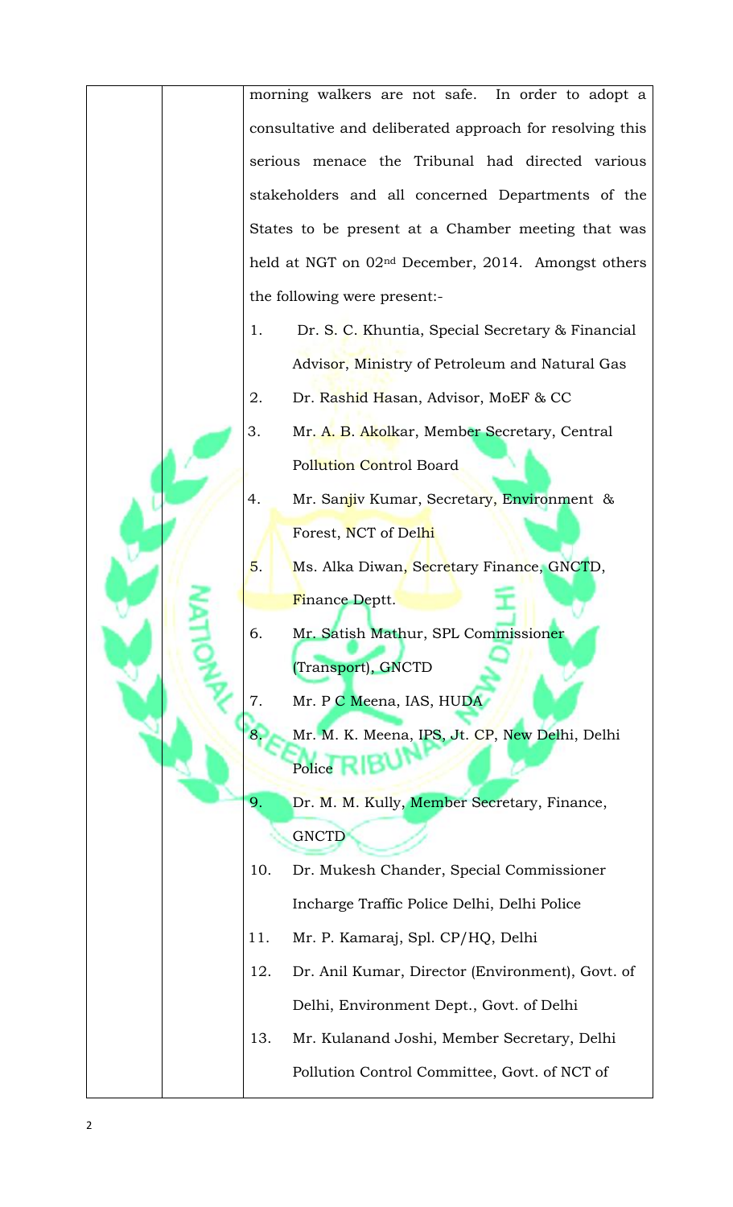morning walkers are not safe. In order to adopt a consultative and deliberated approach for resolving this serious menace the Tribunal had directed various stakeholders and all concerned Departments of the States to be present at a Chamber meeting that was held at NGT on 02nd December, 2014. Amongst others the following were present:-

1. Dr. S. C. Khuntia, Special Secretary & Financial Advisor, Ministry of Petroleum and Natural Gas
2. Dr. Rashid Hasan, Advisor, MoEF & CC
3. Mr. A. B. Akolkar, Member Secretary, Central Pollution Control Board
4. Mr. Sanjiv Kumar, Secretary, Environment & Forest, NCT of Delhi
5. Ms. Alka Diwan, Secretary Finance, GNCTD, Finance Deptt.
6. Mr. Satish Mathur, SPL Commissioner (Transport), GNCTD
7. Mr. P C Meena, IAS, HUDA
8. Mr. M. K. Meena, IPS, Jt. CP, New Delhi, Delhi Police
9. Dr. M. M. Kully, Member Secretary, Finance, GNCTD
10. Dr. Mukesh Chander, Special Commissioner Incharge Traffic Police Delhi, Delhi Police
11. Mr. P. Kamaraj, Spl. CP/HQ, Delhi
12. Dr. Anil Kumar, Director (Environment), Govt. of Delhi, Environment Dept., Govt. of Delhi
13. Mr. Kulanand Joshi, Member Secretary, Delhi Pollution Control Committee, Govt. of NCT of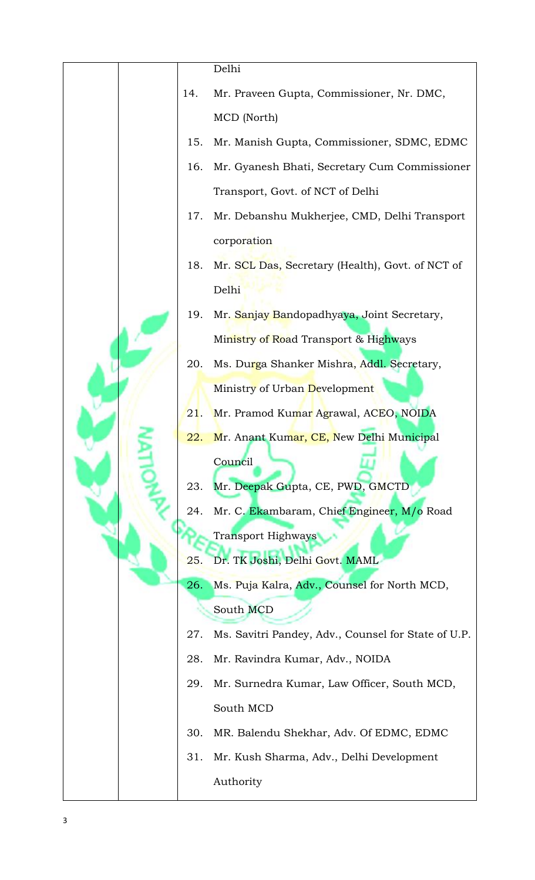| | | |
|---|---|---|
| | | Delhi |
| | | 14. Mr. Praveen Gupta, Commissioner, Nr. DMC, MCD (North) |
| | | 15. Mr. Manish Gupta, Commissioner, SDMC, EDMC |
| | | 16. Mr. Gyanesh Bhati, Secretary Cum Commissioner Transport, Govt. of NCT of Delhi |
| | | 17. Mr. Debanshu Mukherjee, CMD, Delhi Transport corporation |
| | | 18. Mr. SCL Das, Secretary (Health), Govt. of NCT of Delhi |
| | | 19. Mr. Sanjay Bandopadhyaya, Joint Secretary, Ministry of Road Transport & Highways |
| | | 20. Ms. Durga Shanker Mishra, Addl. Secretary, Ministry of Urban Development |
| | | 21. Mr. Pramod Kumar Agrawal, ACEO, NOIDA |
| | | 22. Mr. Anant Kumar, CE, New Delhi Municipal Council |
| | | 23. Mr. Deepak Gupta, CE, PWD, GMCTD |
| | | 24. Mr. C. Ekambaram, Chief Engineer, M/o Road Transport Highways |
| | | 25. Dr. TK Joshi, Delhi Govt. MAML |
| | | 26. Ms. Puja Kalra, Adv., Counsel for North MCD, South MCD |
| | | 27. Ms. Savitri Pandey, Adv., Counsel for State of U.P. |
| | | 28. Mr. Ravindra Kumar, Adv., NOIDA |
| | | 29. Mr. Surnedra Kumar, Law Officer, South MCD, South MCD |
| | | 30. MR. Balendu Shekhar, Adv. Of EDMC, EDMC |
| | | 31. Mr. Kush Sharma, Adv., Delhi Development Authority |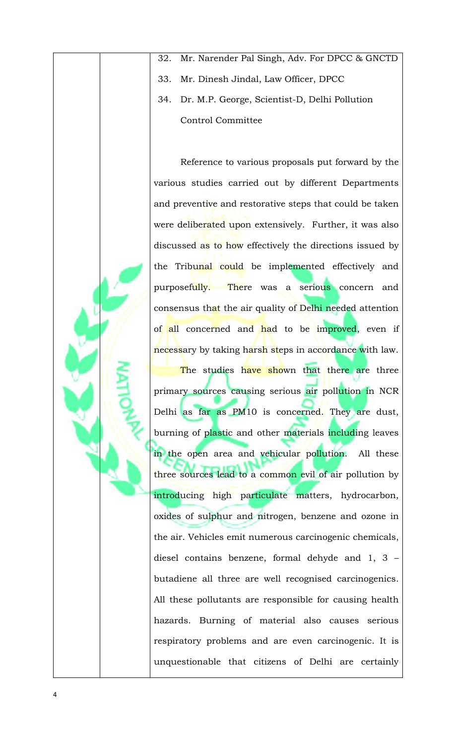32. Mr. Narender Pal Singh, Adv. For DPCC & GNCTD
33. Mr. Dinesh Jindal, Law Officer, DPCC
34. Dr. M.P. George, Scientist-D, Delhi Pollution Control Committee

Reference to various proposals put forward by the various studies carried out by different Departments and preventive and restorative steps that could be taken were deliberated upon extensively. Further, it was also discussed as to how effectively the directions issued by the Tribunal could be implemented effectively and purposefully. There was a serious concern and consensus that the air quality of Delhi needed attention of all concerned and had to be improved, even if necessary by taking harsh steps in accordance with law.

The studies have shown that there are three primary sources causing serious air pollution in NCR Delhi as far as PM10 is concerned. They are dust, burning of plastic and other materials including leaves in the open area and vehicular pollution. All these three sources lead to a common evil of air pollution by introducing high particulate matters, hydrocarbon, oxides of sulphur and nitrogen, benzene and ozone in the air. Vehicles emit numerous carcinogenic chemicals, diesel contains benzene, formal dehyde and 1, 3 – butadiene all three are well recognised carcinogenics. All these pollutants are responsible for causing health hazards. Burning of material also causes serious respiratory problems and are even carcinogenic. It is unquestionable that citizens of Delhi are certainly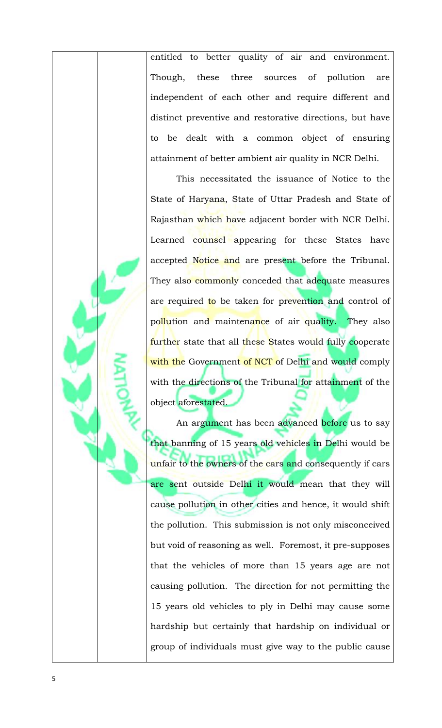entitled to better quality of air and environment. Though, these three sources of pollution are independent of each other and require different and distinct preventive and restorative directions, but have to be dealt with a common object of ensuring attainment of better ambient air quality in NCR Delhi.

This necessitated the issuance of Notice to the State of Haryana, State of Uttar Pradesh and State of Rajasthan which have adjacent border with NCR Delhi. Learned counsel appearing for these States have accepted Notice and are present before the Tribunal. They also commonly conceded that adequate measures are required to be taken for prevention and control of pollution and maintenance of air quality. They also further state that all these States would fully cooperate with the Government of NCT of Delhi and would comply with the directions of the Tribunal for attainment of the object aforestated.

An argument has been advanced before us to say that banning of 15 years old vehicles in Delhi would be unfair to the owners of the cars and consequently if cars are sent outside Delhi it would mean that they will cause pollution in other cities and hence, it would shift the pollution. This submission is not only misconceived but void of reasoning as well. Foremost, it pre-supposes that the vehicles of more than 15 years age are not causing pollution. The direction for not permitting the 15 years old vehicles to ply in Delhi may cause some hardship but certainly that hardship on individual or group of individuals must give way to the public cause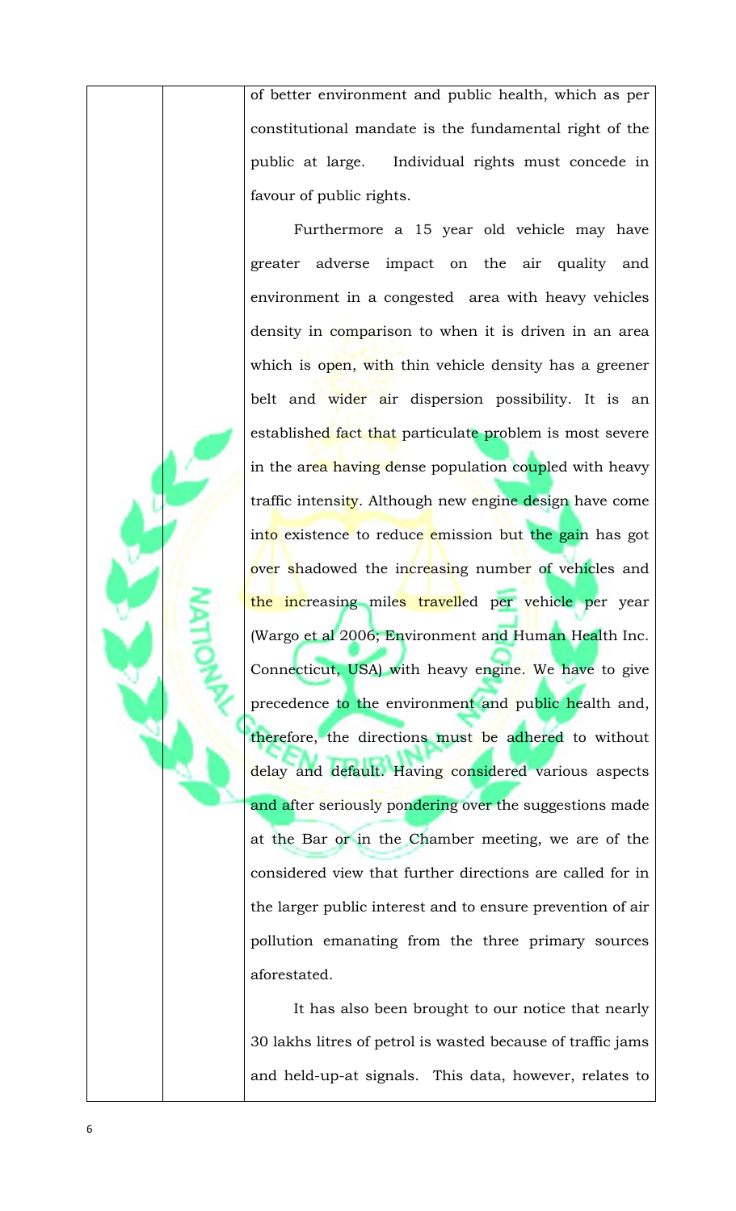of better environment and public health, which as per constitutional mandate is the fundamental right of the public at large. Individual rights must concede in favour of public rights.

Furthermore a 15 year old vehicle may have greater adverse impact on the air quality and environment in a congested area with heavy vehicles density in comparison to when it is driven in an area which is open, with thin vehicle density has a greener belt and wider air dispersion possibility. It is an established fact that particulate problem is most severe in the area having dense population coupled with heavy traffic intensity. Although new engine design have come into existence to reduce emission but the gain has got over shadowed the increasing number of vehicles and the increasing miles travelled per vehicle per year (Wargo et al 2006; Environment and Human Health Inc. Connecticut, USA) with heavy engine. We have to give precedence to the environment and public health and, therefore, the directions must be adhered to without delay and default. Having considered various aspects and after seriously pondering over the suggestions made at the Bar or in the Chamber meeting, we are of the considered view that further directions are called for in the larger public interest and to ensure prevention of air pollution emanating from the three primary sources aforestated.

It has also been brought to our notice that nearly 30 lakhs litres of petrol is wasted because of traffic jams and held-up-at signals. This data, however, relates to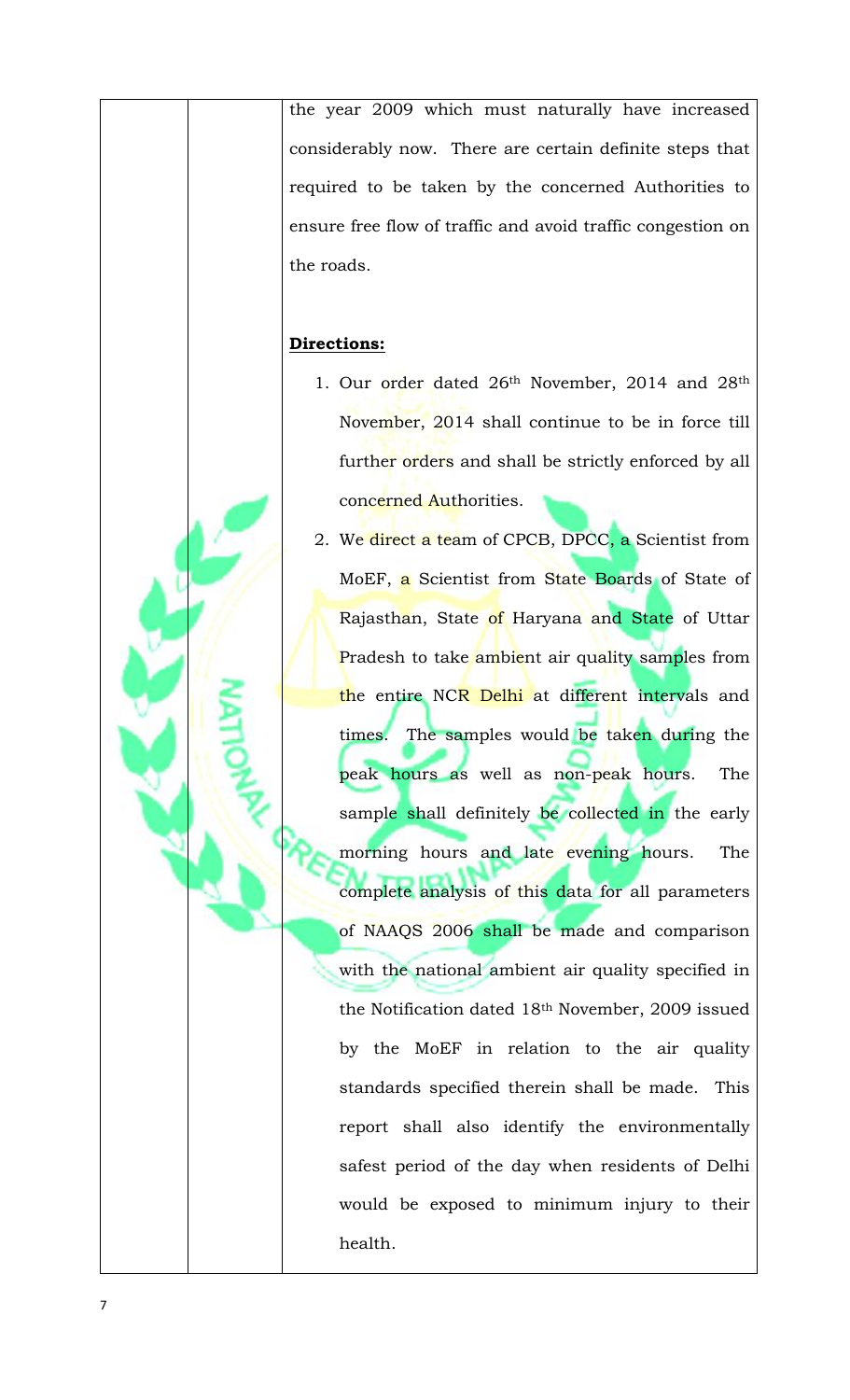the year 2009 which must naturally have increased considerably now. There are certain definite steps that required to be taken by the concerned Authorities to ensure free flow of traffic and avoid traffic congestion on the roads.

**Directions:**

1. Our order dated 26th November, 2014 and 28th November, 2014 shall continue to be in force till further orders and shall be strictly enforced by all concerned Authorities.
2. We direct a team of CPCB, DPCC, a Scientist from MoEF, a Scientist from State Boards of State of Rajasthan, State of Haryana and State of Uttar Pradesh to take ambient air quality samples from the entire NCR Delhi at different intervals and times. The samples would be taken during the peak hours as well as non-peak hours. The sample shall definitely be collected in the early morning hours and late evening hours. The complete analysis of this data for all parameters of NAAQS 2006 shall be made and comparison with the national ambient air quality specified in the Notification dated 18th November, 2009 issued by the MoEF in relation to the air quality standards specified therein shall be made. This report shall also identify the environmentally safest period of the day when residents of Delhi would be exposed to minimum injury to their health.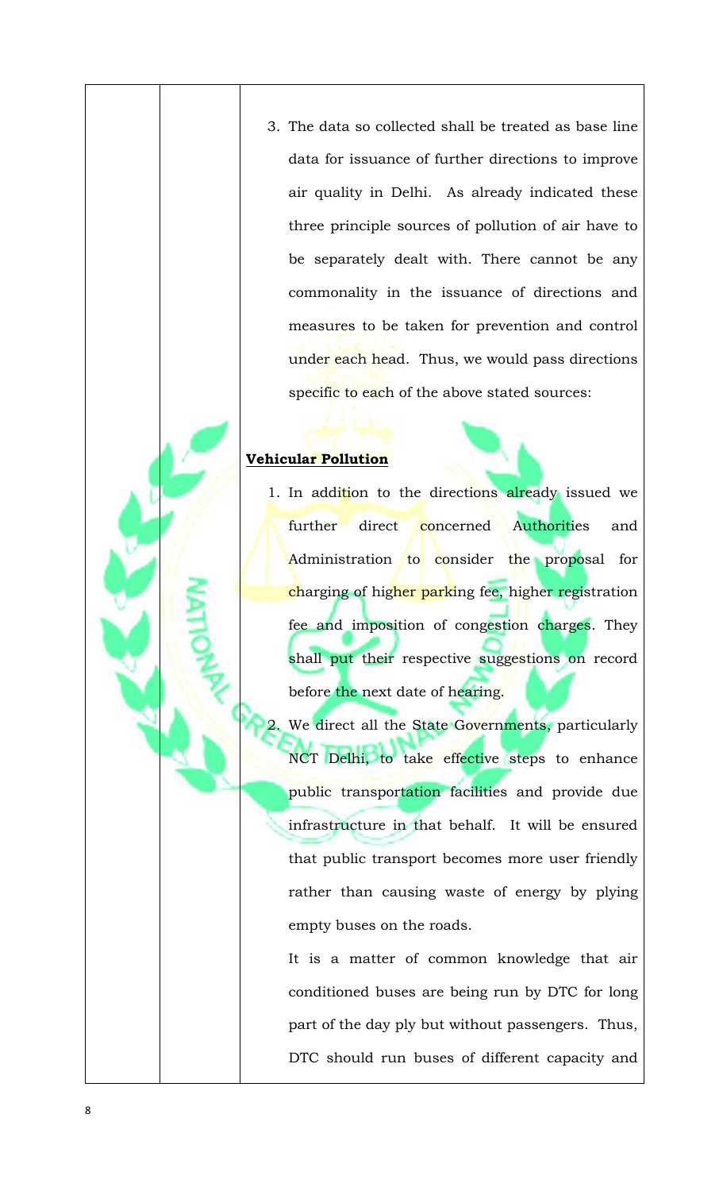3. The data so collected shall be treated as base line data for issuance of further directions to improve air quality in Delhi. As already indicated these three principle sources of pollution of air have to be separately dealt with. There cannot be any commonality in the issuance of directions and measures to be taken for prevention and control under each head. Thus, we would pass directions specific to each of the above stated sources:

**Vehicular Pollution**

1. In addition to the directions already issued we further direct concerned Authorities and Administration to consider the proposal for charging of higher parking fee, higher registration fee and imposition of congestion charges. They shall put their respective suggestions on record before the next date of hearing.
2. We direct all the State Governments, particularly NCT Delhi, to take effective steps to enhance public transportation facilities and provide due infrastructure in that behalf. It will be ensured that public transport becomes more user friendly rather than causing waste of energy by plying empty buses on the roads.

   It is a matter of common knowledge that air conditioned buses are being run by DTC for long part of the day ply but without passengers. Thus, DTC should run buses of different capacity and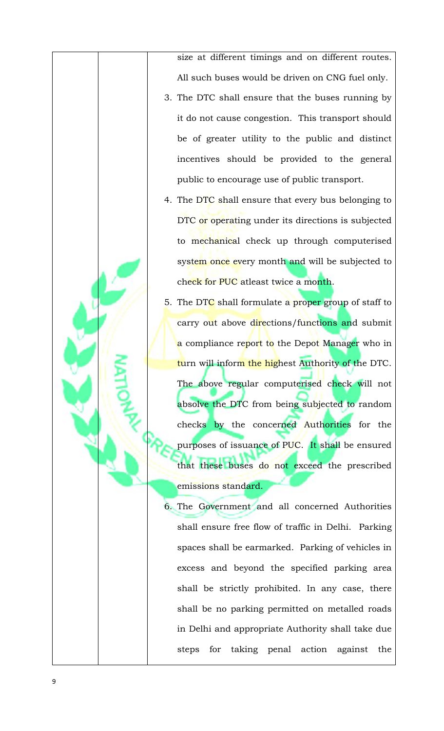size at different timings and on different routes. All such buses would be driven on CNG fuel only.

3. The DTC shall ensure that the buses running by it do not cause congestion. This transport should be of greater utility to the public and distinct incentives should be provided to the general public to encourage use of public transport.
4. The DTC shall ensure that every bus belonging to DTC or operating under its directions is subjected to mechanical check up through computerised system once every month and will be subjected to check for PUC atleast twice a month.
5. The DTC shall formulate a proper group of staff to carry out above directions/functions and submit a compliance report to the Depot Manager who in turn will inform the highest Authority of the DTC. The above regular computerised check will not absolve the DTC from being subjected to random checks by the concerned Authorities for the purposes of issuance of PUC. It shall be ensured that these buses do not exceed the prescribed emissions standard.
6. The Government and all concerned Authorities shall ensure free flow of traffic in Delhi. Parking spaces shall be earmarked. Parking of vehicles in excess and beyond the specified parking area shall be strictly prohibited. In any case, there shall be no parking permitted on metalled roads in Delhi and appropriate Authority shall take due steps for taking penal action against the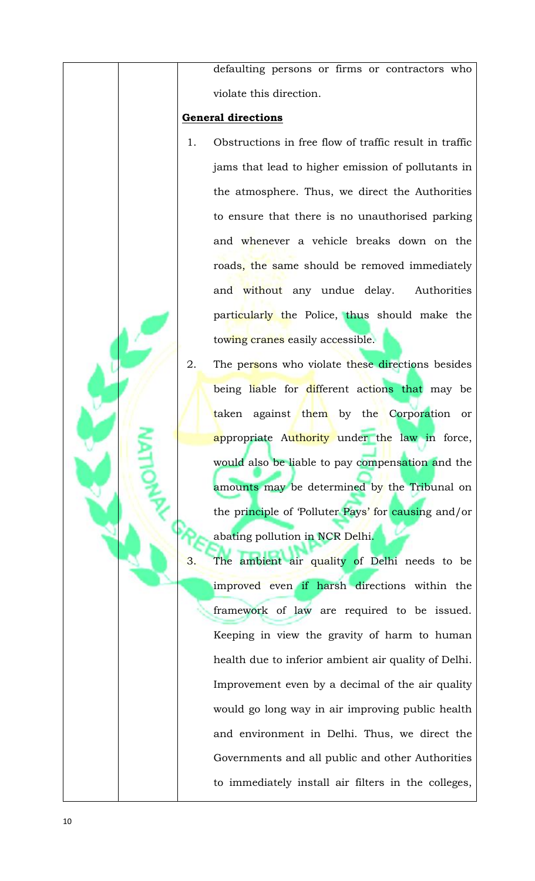defaulting persons or firms or contractors who violate this direction.

**General directions**

1. Obstructions in free flow of traffic result in traffic jams that lead to higher emission of pollutants in the atmosphere. Thus, we direct the Authorities to ensure that there is no unauthorised parking and whenever a vehicle breaks down on the roads, the same should be removed immediately and without any undue delay. Authorities particularly the Police, thus should make the towing cranes easily accessible.
2. The persons who violate these directions besides being liable for different actions that may be taken against them by the Corporation or appropriate Authority under the law in force, would also be liable to pay compensation and the amounts may be determined by the Tribunal on the principle of 'Polluter Pays' for causing and/or abating pollution in NCR Delhi.
3. The ambient air quality of Delhi needs to be improved even if harsh directions within the framework of law are required to be issued. Keeping in view the gravity of harm to human health due to inferior ambient air quality of Delhi. Improvement even by a decimal of the air quality would go long way in air improving public health and environment in Delhi. Thus, we direct the Governments and all public and other Authorities to immediately install air filters in the colleges,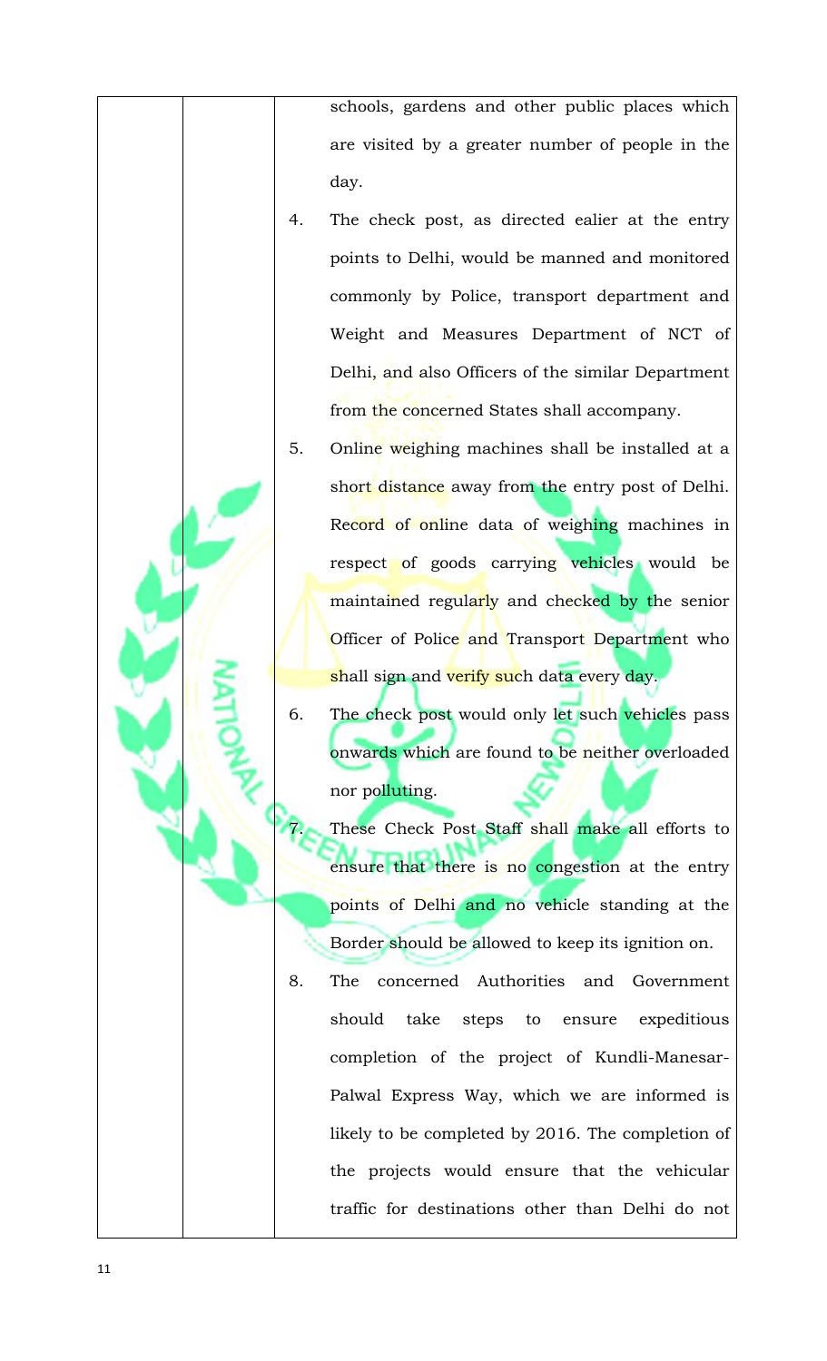schools, gardens and other public places which are visited by a greater number of people in the day.

4. The check post, as directed ealier at the entry points to Delhi, would be manned and monitored commonly by Police, transport department and Weight and Measures Department of NCT of Delhi, and also Officers of the similar Department from the concerned States shall accompany.

5. Online weighing machines shall be installed at a short distance away from the entry post of Delhi. Record of online data of weighing machines in respect of goods carrying vehicles would be maintained regularly and checked by the senior Officer of Police and Transport Department who shall sign and verify such data every day.

6. The check post would only let such vehicles pass onwards which are found to be neither overloaded nor polluting.

7. These Check Post Staff shall make all efforts to ensure that there is no congestion at the entry points of Delhi and no vehicle standing at the Border should be allowed to keep its ignition on.

8. The concerned Authorities and Government should take steps to ensure expeditious completion of the project of Kundli-Manesar-Palwal Express Way, which we are informed is likely to be completed by 2016. The completion of the projects would ensure that the vehicular traffic for destinations other than Delhi do not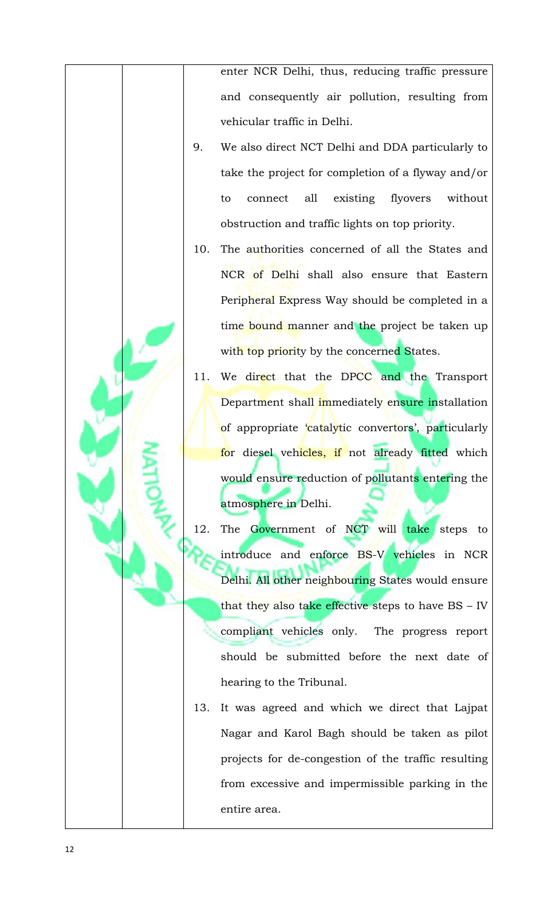enter NCR Delhi, thus, reducing traffic pressure and consequently air pollution, resulting from vehicular traffic in Delhi.

9. We also direct NCT Delhi and DDA particularly to take the project for completion of a flyway and/or to connect all existing flyovers without obstruction and traffic lights on top priority.

10. The authorities concerned of all the States and NCR of Delhi shall also ensure that Eastern Peripheral Express Way should be completed in a time bound manner and the project be taken up with top priority by the concerned States.

11. We direct that the DPCC and the Transport Department shall immediately ensure installation of appropriate 'catalytic convertors', particularly for diesel vehicles, if not already fitted which would ensure reduction of pollutants entering the atmosphere in Delhi.

12. The Government of NCT will take steps to introduce and enforce BS-V vehicles in NCR Delhi. All other neighbouring States would ensure that they also take effective steps to have BS – IV compliant vehicles only. The progress report should be submitted before the next date of hearing to the Tribunal.

13. It was agreed and which we direct that Lajpat Nagar and Karol Bagh should be taken as pilot projects for de-congestion of the traffic resulting from excessive and impermissible parking in the entire area.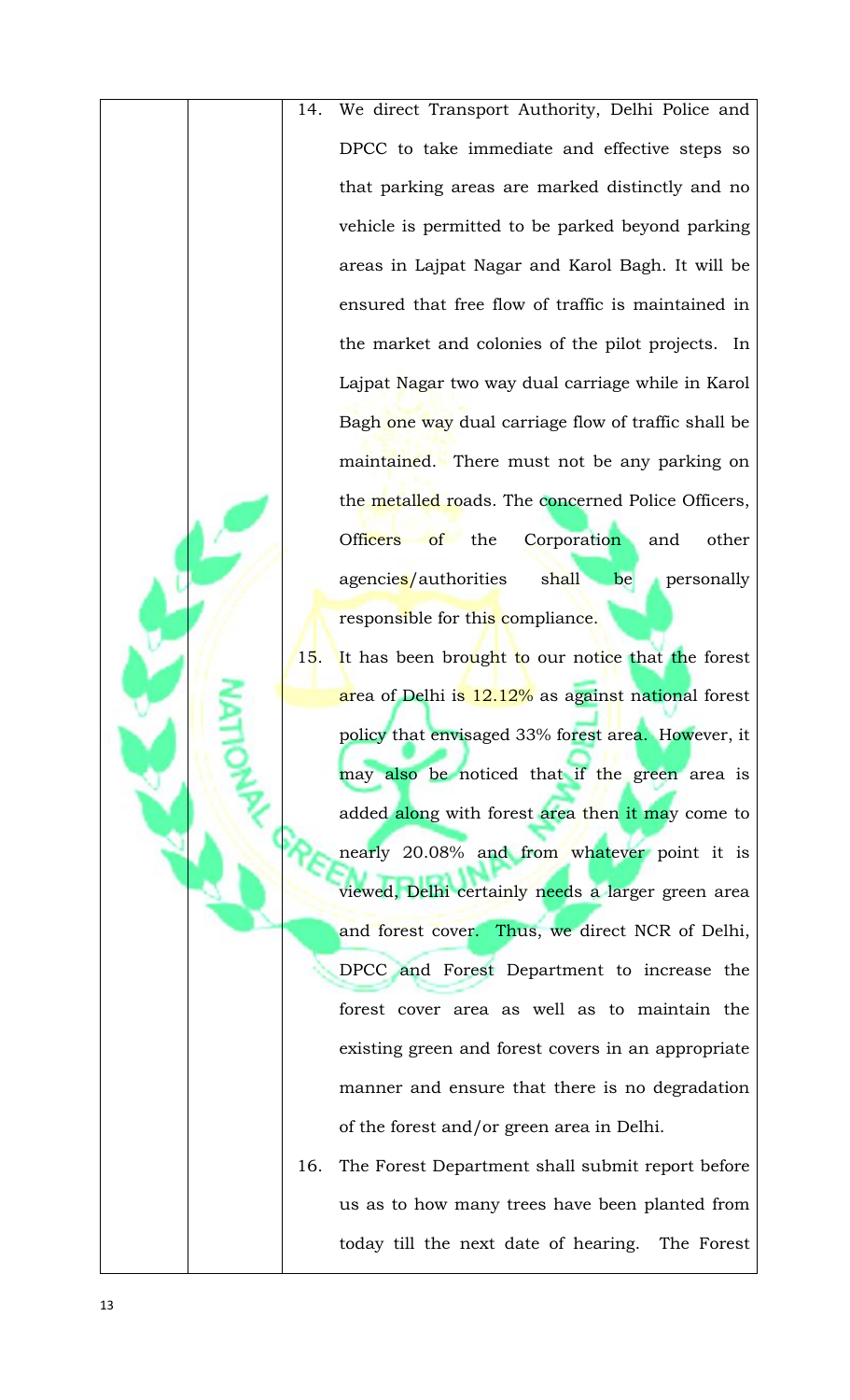14. We direct Transport Authority, Delhi Police and DPCC to take immediate and effective steps so that parking areas are marked distinctly and no vehicle is permitted to be parked beyond parking areas in Lajpat Nagar and Karol Bagh. It will be ensured that free flow of traffic is maintained in the market and colonies of the pilot projects. In Lajpat Nagar two way dual carriage while in Karol Bagh one way dual carriage flow of traffic shall be maintained. There must not be any parking on the metalled roads. The concerned Police Officers, Officers of the Corporation and other agencies/authorities shall be personally responsible for this compliance.

15. It has been brought to our notice that the forest area of Delhi is 12.12% as against national forest policy that envisaged 33% forest area. However, it may also be noticed that if the green area is added along with forest area then it may come to nearly 20.08% and from whatever point it is viewed, Delhi certainly needs a larger green area and forest cover. Thus, we direct NCR of Delhi, DPCC and Forest Department to increase the forest cover area as well as to maintain the existing green and forest covers in an appropriate manner and ensure that there is no degradation of the forest and/or green area in Delhi.

16. The Forest Department shall submit report before us as to how many trees have been planted from today till the next date of hearing. The Forest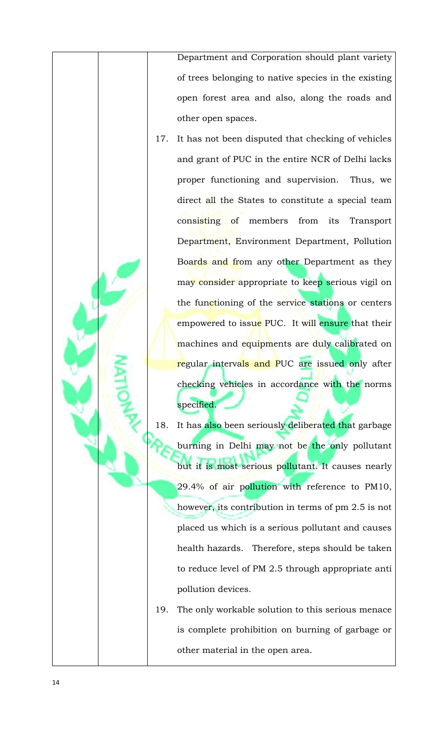Department and Corporation should plant variety of trees belonging to native species in the existing open forest area and also, along the roads and other open spaces.

17. It has not been disputed that checking of vehicles and grant of PUC in the entire NCR of Delhi lacks proper functioning and supervision. Thus, we direct all the States to constitute a special team consisting of members from its Transport Department, Environment Department, Pollution Boards and from any other Department as they may consider appropriate to keep serious vigil on the functioning of the service stations or centers empowered to issue PUC. It will ensure that their machines and equipments are duly calibrated on regular intervals and PUC are issued only after checking vehicles in accordance with the norms specified.

18. It has also been seriously deliberated that garbage burning in Delhi may not be the only pollutant but it is most serious pollutant. It causes nearly 29.4% of air pollution with reference to PM10, however, its contribution in terms of pm 2.5 is not placed us which is a serious pollutant and causes health hazards. Therefore, steps should be taken to reduce level of PM 2.5 through appropriate anti pollution devices.

19. The only workable solution to this serious menace is complete prohibition on burning of garbage or other material in the open area.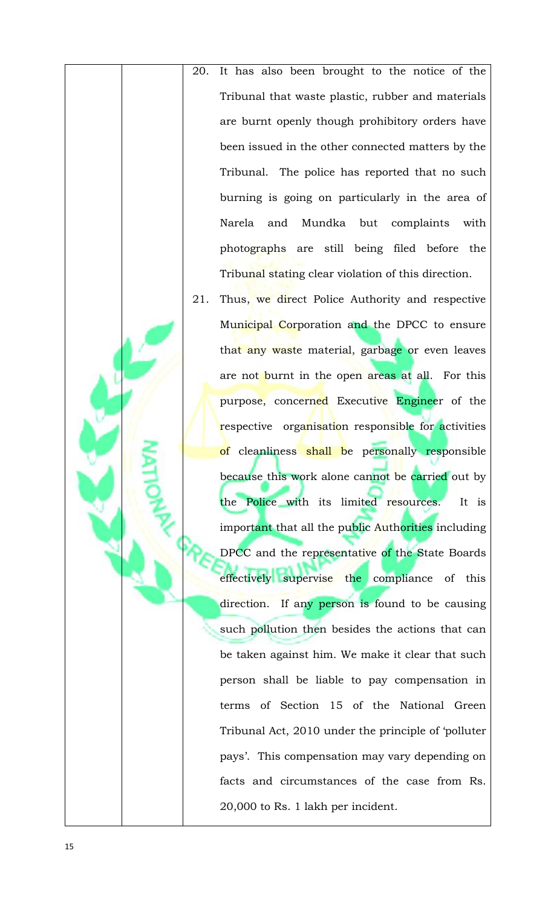20. It has also been brought to the notice of the Tribunal that waste plastic, rubber and materials are burnt openly though prohibitory orders have been issued in the other connected matters by the Tribunal. The police has reported that no such burning is going on particularly in the area of Narela and Mundka but complaints with photographs are still being filed before the Tribunal stating clear violation of this direction.

21. Thus, we direct Police Authority and respective Municipal Corporation and the DPCC to ensure that any waste material, garbage or even leaves are not burnt in the open areas at all. For this purpose, concerned Executive Engineer of the respective organisation responsible for activities of cleanliness shall be personally responsible because this work alone cannot be carried out by the Police with its limited resources. It is important that all the public Authorities including DPCC and the representative of the State Boards effectively supervise the compliance of this direction. If any person is found to be causing such pollution then besides the actions that can be taken against him. We make it clear that such person shall be liable to pay compensation in terms of Section 15 of the National Green Tribunal Act, 2010 under the principle of 'polluter pays'. This compensation may vary depending on facts and circumstances of the case from Rs. 20,000 to Rs. 1 lakh per incident.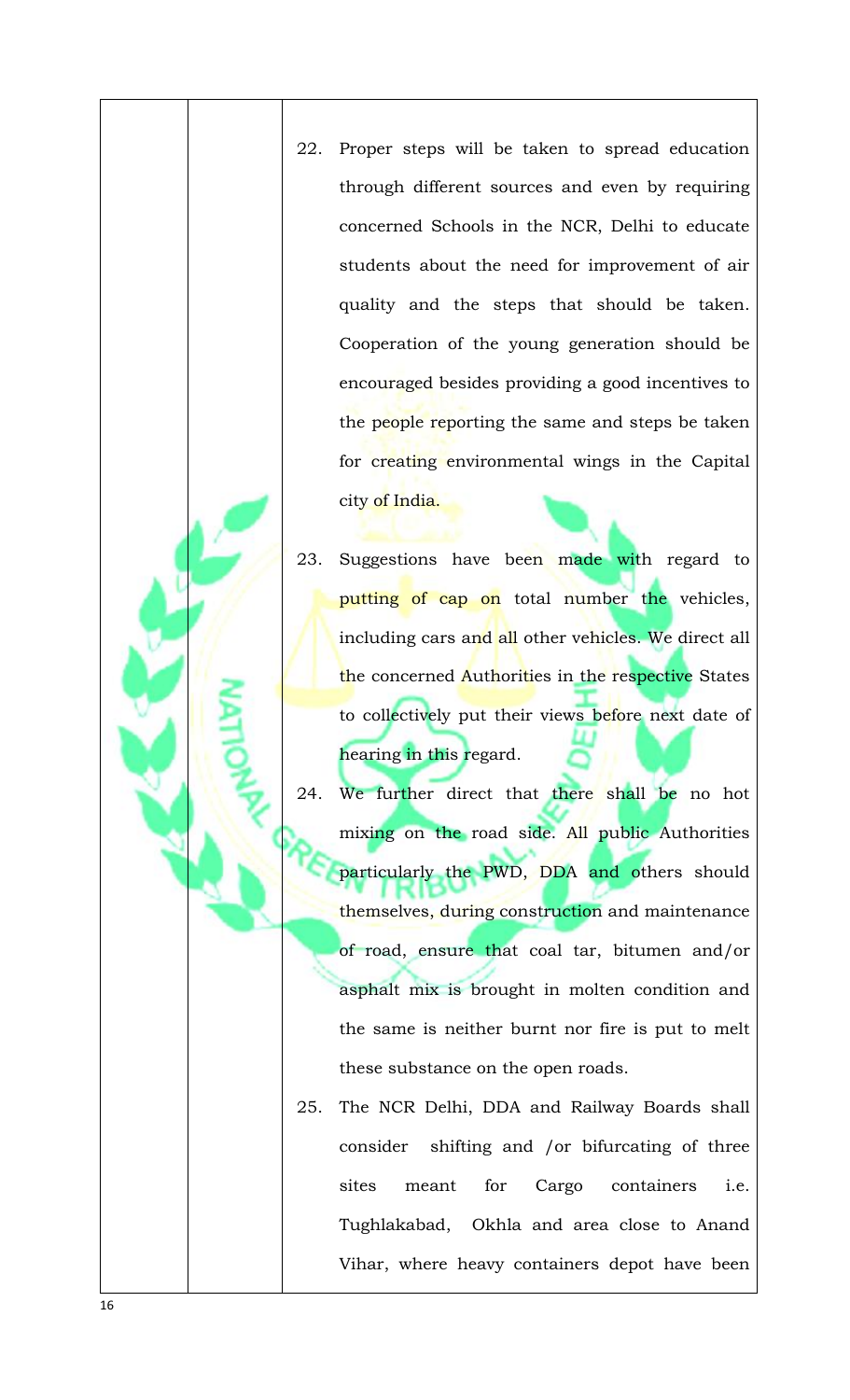22. Proper steps will be taken to spread education through different sources and even by requiring concerned Schools in the NCR, Delhi to educate students about the need for improvement of air quality and the steps that should be taken. Cooperation of the young generation should be encouraged besides providing a good incentives to the people reporting the same and steps be taken for creating environmental wings in the Capital city of India.

23. Suggestions have been made with regard to putting of cap on total number the vehicles, including cars and all other vehicles. We direct all the concerned Authorities in the respective States to collectively put their views before next date of hearing in this regard.

24. We further direct that there shall be no hot mixing on the road side. All public Authorities particularly the PWD, DDA and others should themselves, during construction and maintenance of road, ensure that coal tar, bitumen and/or asphalt mix is brought in molten condition and the same is neither burnt nor fire is put to melt these substance on the open roads.

25. The NCR Delhi, DDA and Railway Boards shall consider shifting and /or bifurcating of three sites meant for Cargo containers i.e. Tughlakabad, Okhla and area close to Anand Vihar, where heavy containers depot have been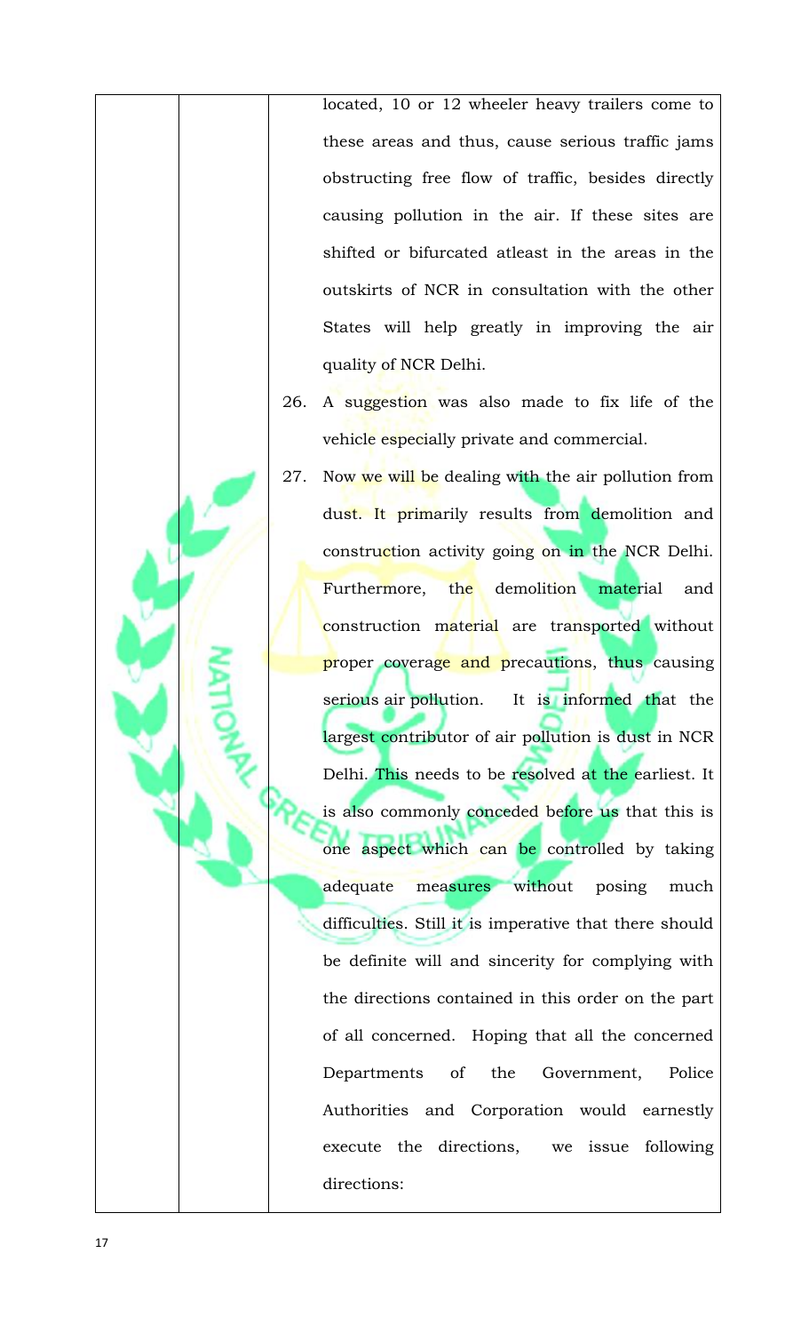located, 10 or 12 wheeler heavy trailers come to these areas and thus, cause serious traffic jams obstructing free flow of traffic, besides directly causing pollution in the air. If these sites are shifted or bifurcated atleast in the areas in the outskirts of NCR in consultation with the other States will help greatly in improving the air quality of NCR Delhi.

26. A suggestion was also made to fix life of the vehicle especially private and commercial.

27. Now we will be dealing with the air pollution from dust. It primarily results from demolition and construction activity going on in the NCR Delhi. Furthermore, the demolition material and construction material are transported without proper coverage and precautions, thus causing serious air pollution. It is informed that the largest contributor of air pollution is dust in NCR Delhi. This needs to be resolved at the earliest. It is also commonly conceded before us that this is one aspect which can be controlled by taking adequate measures without posing much difficulties. Still it is imperative that there should be definite will and sincerity for complying with the directions contained in this order on the part of all concerned. Hoping that all the concerned Departments of the Government, Police Authorities and Corporation would earnestly execute the directions, we issue following directions: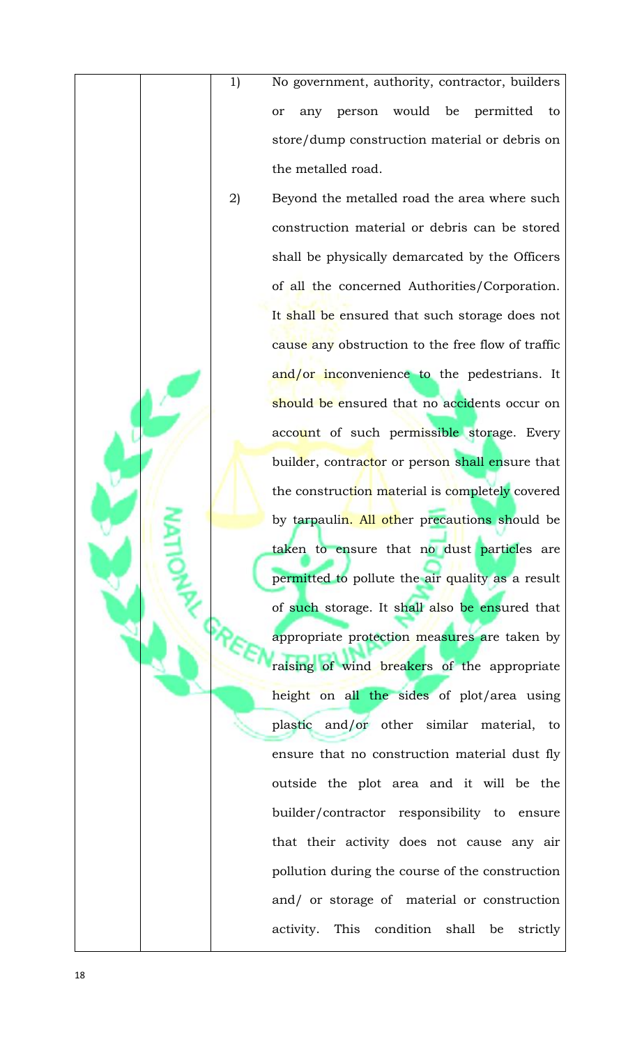| | | | |
|---|---|---|---|
| | | 1) | No government, authority, contractor, builders or any person would be permitted to store/dump construction material or debris on the metalled road. |
| | | 2) | Beyond the metalled road the area where such construction material or debris can be stored shall be physically demarcated by the Officers of all the concerned Authorities/Corporation. It shall be ensured that such storage does not cause any obstruction to the free flow of traffic and/or inconvenience to the pedestrians. It should be ensured that no accidents occur on account of such permissible storage. Every builder, contractor or person shall ensure that the construction material is completely covered by tarpaulin. All other precautions should be taken to ensure that no dust particles are permitted to pollute the air quality as a result of such storage. It shall also be ensured that appropriate protection measures are taken by raising of wind breakers of the appropriate height on all the sides of plot/area using plastic and/or other similar material, to ensure that no construction material dust fly outside the plot area and it will be the builder/contractor responsibility to ensure that their activity does not cause any air pollution during the course of the construction and/ or storage of material or construction activity. This condition shall be strictly |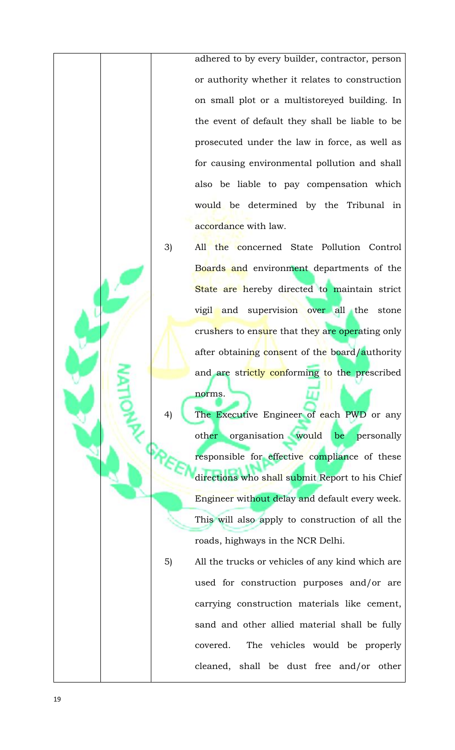adhered to by every builder, contractor, person or authority whether it relates to construction on small plot or a multistoreyed building. In the event of default they shall be liable to be prosecuted under the law in force, as well as for causing environmental pollution and shall also be liable to pay compensation which would be determined by the Tribunal in accordance with law.

3) All the concerned State Pollution Control Boards and environment departments of the State are hereby directed to maintain strict vigil and supervision over all the stone crushers to ensure that they are operating only after obtaining consent of the board/authority and are strictly conforming to the prescribed norms.

4) The Executive Engineer of each PWD or any other organisation would be personally responsible for effective compliance of these directions who shall submit Report to his Chief Engineer without delay and default every week. This will also apply to construction of all the roads, highways in the NCR Delhi.

5) All the trucks or vehicles of any kind which are used for construction purposes and/or are carrying construction materials like cement, sand and other allied material shall be fully covered. The vehicles would be properly cleaned, shall be dust free and/or other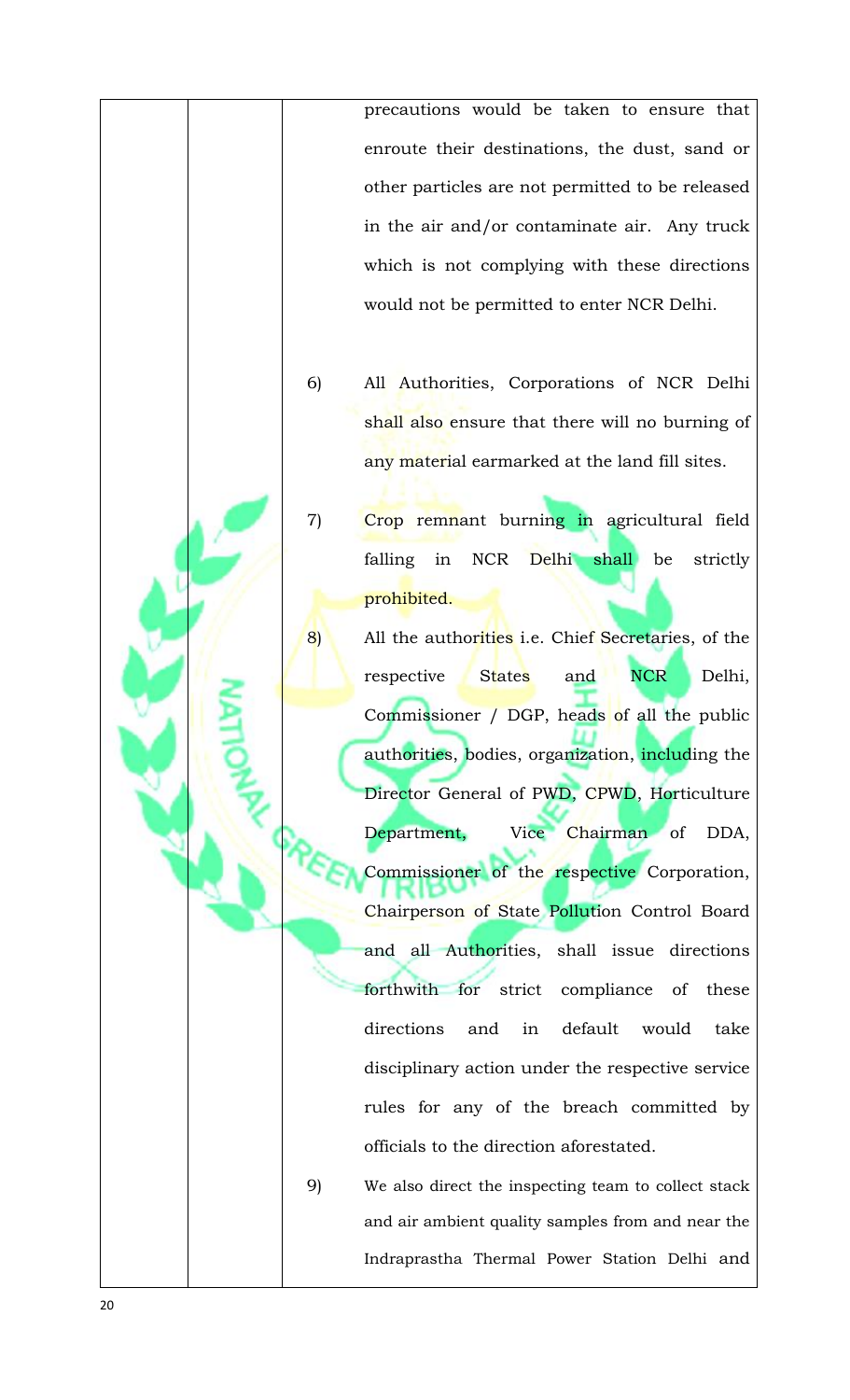precautions would be taken to ensure that enroute their destinations, the dust, sand or other particles are not permitted to be released in the air and/or contaminate air. Any truck which is not complying with these directions would not be permitted to enter NCR Delhi.

6) All Authorities, Corporations of NCR Delhi shall also ensure that there will no burning of any material earmarked at the land fill sites.

7) Crop remnant burning in agricultural field falling in NCR Delhi shall be strictly prohibited.

8) All the authorities i.e. Chief Secretaries, of the respective States and NCR Delhi, Commissioner / DGP, heads of all the public authorities, bodies, organization, including the Director General of PWD, CPWD, Horticulture Department, Vice Chairman of DDA, Commissioner of the respective Corporation, Chairperson of State Pollution Control Board and all Authorities, shall issue directions forthwith for strict compliance of these directions and in default would take disciplinary action under the respective service rules for any of the breach committed by officials to the direction aforestated.

9) We also direct the inspecting team to collect stack and air ambient quality samples from and near the Indraprastha Thermal Power Station Delhi and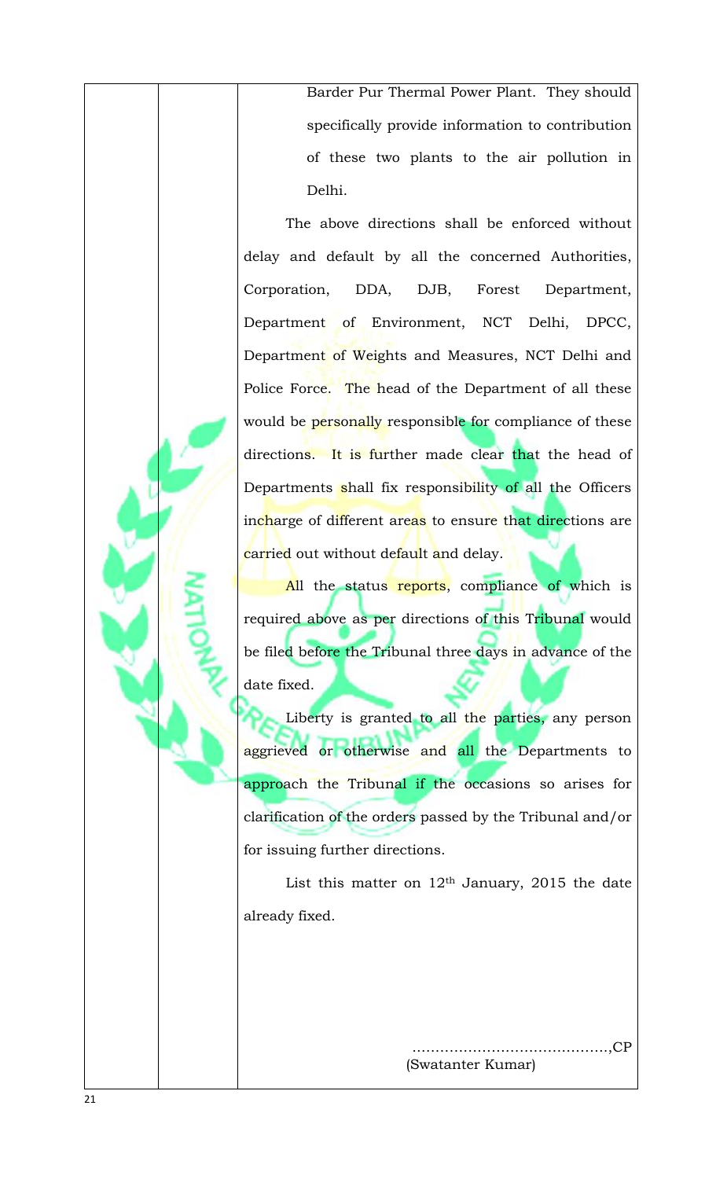Barder Pur Thermal Power Plant. They should specifically provide information to contribution of these two plants to the air pollution in Delhi.

The above directions shall be enforced without delay and default by all the concerned Authorities, Corporation, DDA, DJB, Forest Department, Department of Environment, NCT Delhi, DPCC, Department of Weights and Measures, NCT Delhi and Police Force. The head of the Department of all these would be personally responsible for compliance of these directions. It is further made clear that the head of Departments shall fix responsibility of all the Officers incharge of different areas to ensure that directions are carried out without default and delay.

All the status reports, compliance of which is required above as per directions of this Tribunal would be filed before the Tribunal three days in advance of the date fixed.

Liberty is granted to all the parties, any person aggrieved or otherwise and all the Departments to approach the Tribunal if the occasions so arises for clarification of the orders passed by the Tribunal and/or for issuing further directions.

List this matter on 12th January, 2015 the date already fixed.

..........................................,CP
(Swatanter Kumar)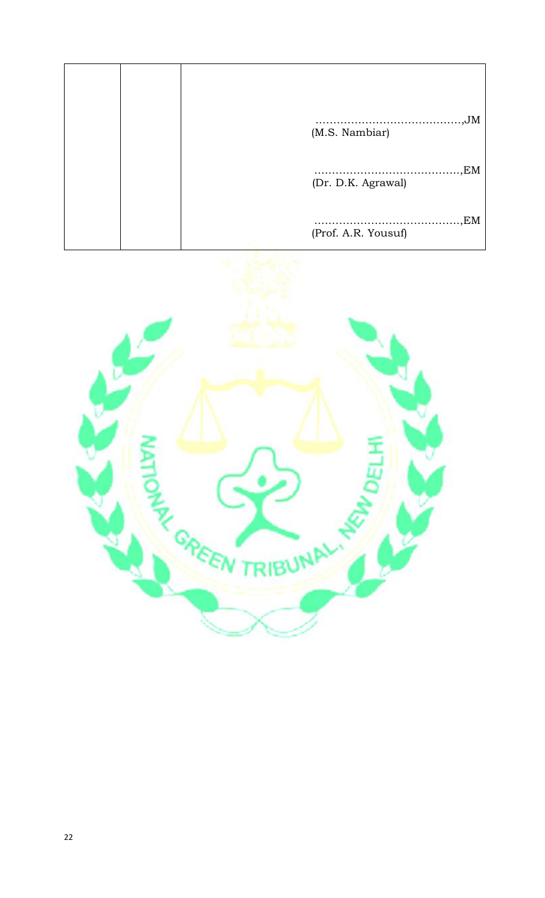| | | |
|---|---|---|
| | | ……………………………………,JM<br>(M.S. Nambiar)<br><br>……………………………………,EM<br>(Dr. D.K. Agrawal)<br><br>……………………………………,EM<br>(Prof. A.R. Yousuf) |